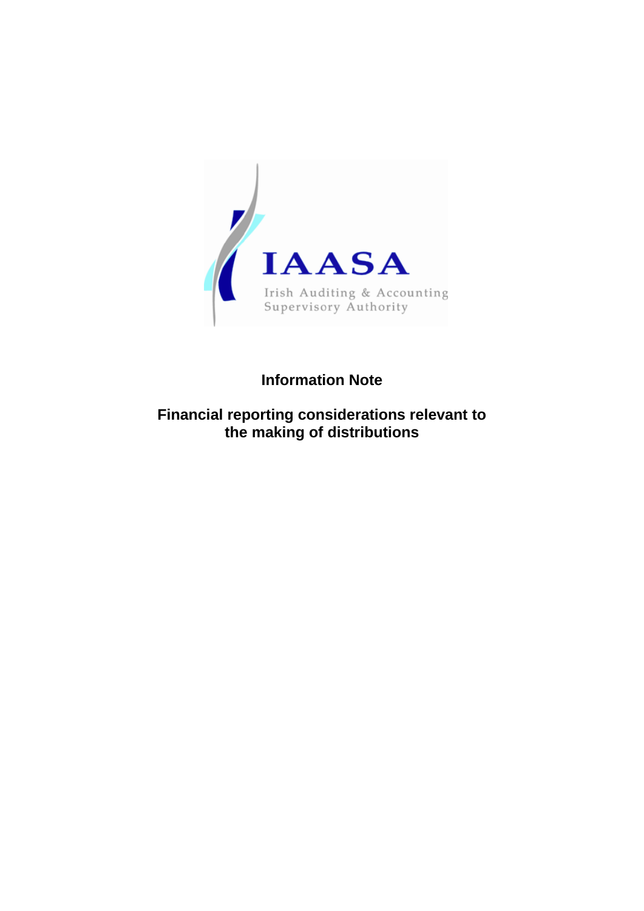IAASA

Irish Auditing & Accounting Supervisory Authority

# Information Note

## Financial reporting considerations relevant to the making of distributions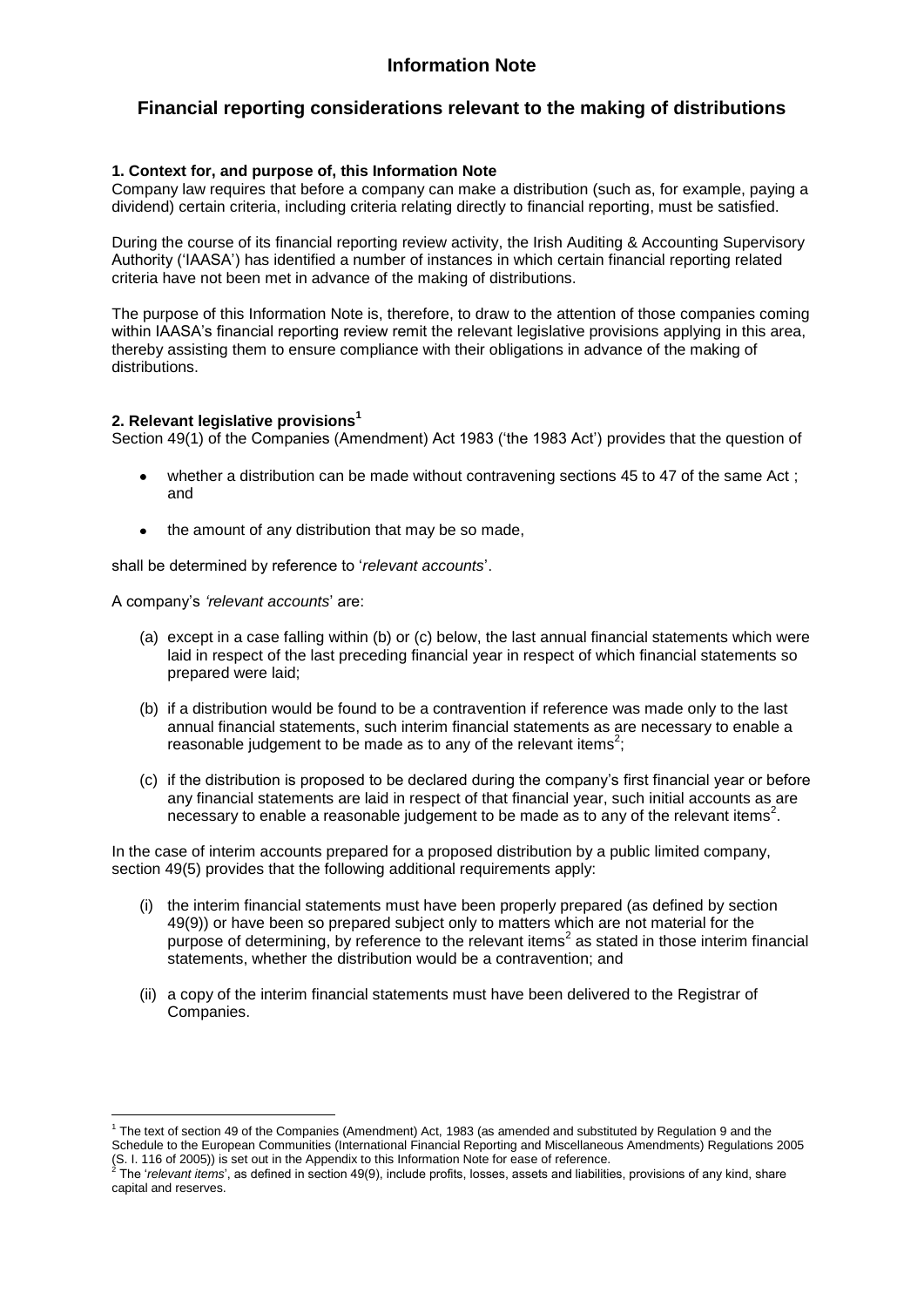# Information Note

## Financial reporting considerations relevant to the making of distributions

**1. Context for, and purpose of, this Information Note**

Company law requires that before a company can make a distribution (such as, for example, paying a dividend) certain criteria, including criteria relating directly to financial reporting, must be satisfied.

During the course of its financial reporting review activity, the Irish Auditing & Accounting Supervisory Authority ('IAASA') has identified a number of instances in which certain financial reporting related criteria have not been met in advance of the making of distributions.

The purpose of this Information Note is, therefore, to draw to the attention of those companies coming within IAASA's financial reporting review remit the relevant legislative provisions applying in this area, thereby assisting them to ensure compliance with their obligations in advance of the making of distributions.

**2. Relevant legislative provisions[1]**

Section 49(1) of the Companies (Amendment) Act 1983 ('the 1983 Act') provides that the question of

- whether a distribution can be made without contravening sections 45 to 47 of the same Act ; and
- the amount of any distribution that may be so made,

shall be determined by reference to '*relevant accounts*'.

A company's *'relevant accounts*' are:

(a) except in a case falling within (b) or (c) below, the last annual financial statements which were laid in respect of the last preceding financial year in respect of which financial statements so prepared were laid;

(b) if a distribution would be found to be a contravention if reference was made only to the last annual financial statements, such interim financial statements as are necessary to enable a reasonable judgement to be made as to any of the relevant items[2];

(c) if the distribution is proposed to be declared during the company's first financial year or before any financial statements are laid in respect of that financial year, such initial accounts as are necessary to enable a reasonable judgement to be made as to any of the relevant items[2].

In the case of interim accounts prepared for a proposed distribution by a public limited company, section 49(5) provides that the following additional requirements apply:

(i) the interim financial statements must have been properly prepared (as defined by section 49(9)) or have been so prepared subject only to matters which are not material for the purpose of determining, by reference to the relevant items[2] as stated in those interim financial statements, whether the distribution would be a contravention; and

(ii) a copy of the interim financial statements must have been delivered to the Registrar of Companies.

---

[1] The text of section 49 of the Companies (Amendment) Act, 1983 (as amended and substituted by Regulation 9 and the Schedule to the European Communities (International Financial Reporting and Miscellaneous Amendments) Regulations 2005 (S. I. 116 of 2005)) is set out in the Appendix to this Information Note for ease of reference.

[2] The '*relevant items*', as defined in section 49(9), include profits, losses, assets and liabilities, provisions of any kind, share capital and reserves.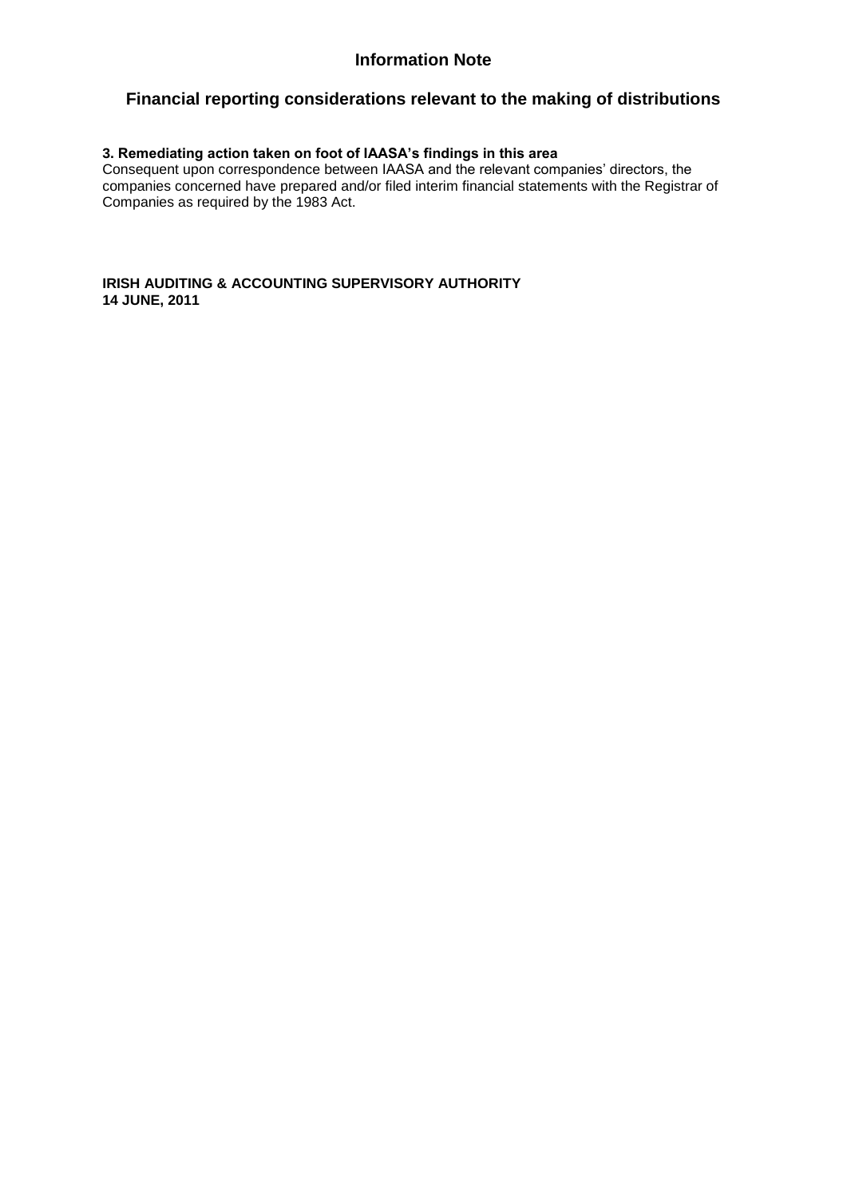### 3. Remediating action taken on foot of IAASA's findings in this area

Consequent upon correspondence between IAASA and the relevant companies' directors, the companies concerned have prepared and/or filed interim financial statements with the Registrar of Companies as required by the 1983 Act.

**IRISH AUDITING & ACCOUNTING SUPERVISORY AUTHORITY**
**14 JUNE, 2011**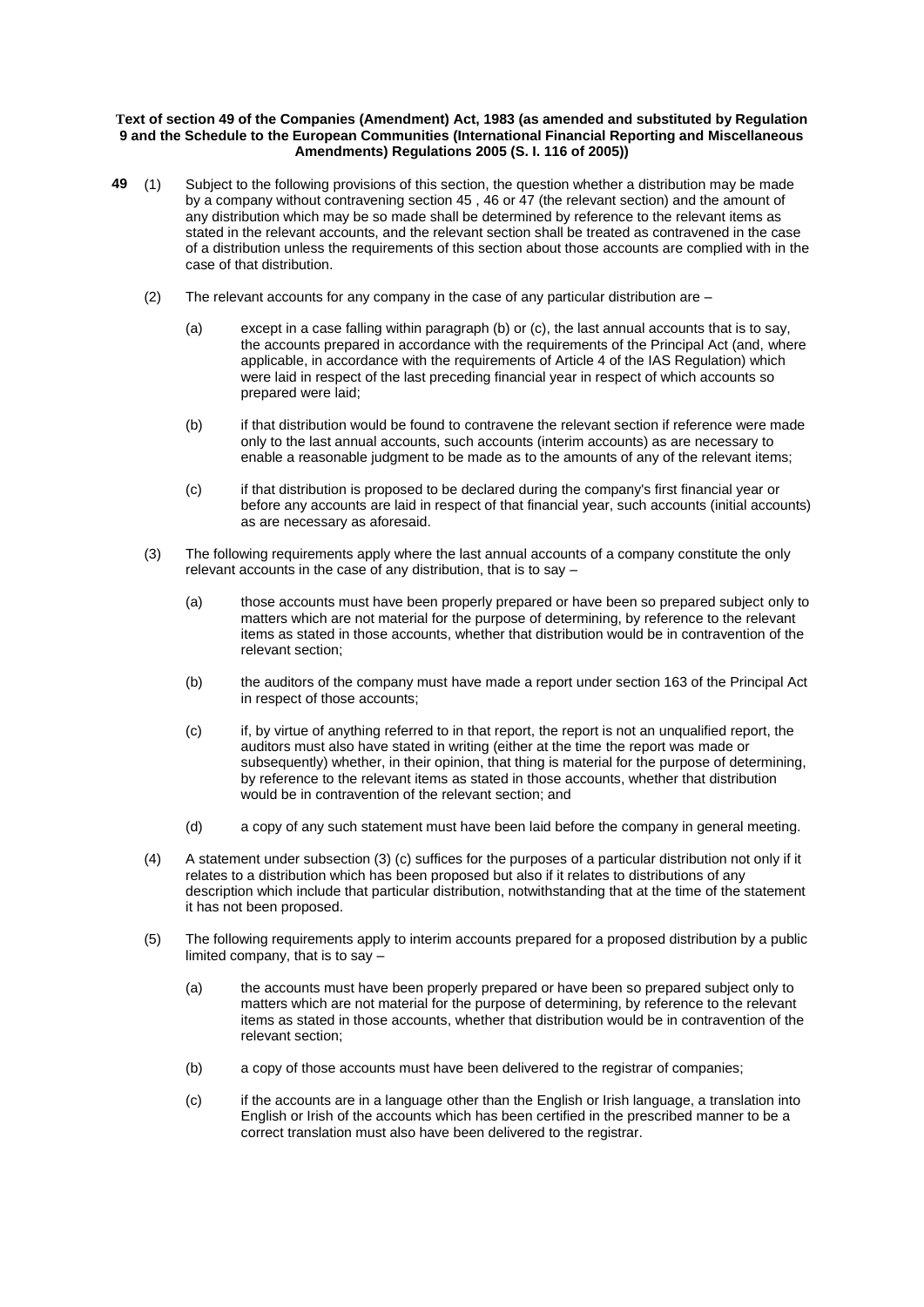**Text of section 49 of the Companies (Amendment) Act, 1983 (as amended and substituted by Regulation 9 and the Schedule to the European Communities (International Financial Reporting and Miscellaneous Amendments) Regulations 2005 (S. I. 116 of 2005))**

**49** (1) Subject to the following provisions of this section, the question whether a distribution may be made by a company without contravening section 45 , 46 or 47 (the relevant section) and the amount of any distribution which may be so made shall be determined by reference to the relevant items as stated in the relevant accounts, and the relevant section shall be treated as contravened in the case of a distribution unless the requirements of this section about those accounts are complied with in the case of that distribution.

(2) The relevant accounts for any company in the case of any particular distribution are –

(a) except in a case falling within paragraph (b) or (c), the last annual accounts that is to say, the accounts prepared in accordance with the requirements of the Principal Act (and, where applicable, in accordance with the requirements of Article 4 of the IAS Regulation) which were laid in respect of the last preceding financial year in respect of which accounts so prepared were laid;

(b) if that distribution would be found to contravene the relevant section if reference were made only to the last annual accounts, such accounts (interim accounts) as are necessary to enable a reasonable judgment to be made as to the amounts of any of the relevant items;

(c) if that distribution is proposed to be declared during the company's first financial year or before any accounts are laid in respect of that financial year, such accounts (initial accounts) as are necessary as aforesaid.

(3) The following requirements apply where the last annual accounts of a company constitute the only relevant accounts in the case of any distribution, that is to say –

(a) those accounts must have been properly prepared or have been so prepared subject only to matters which are not material for the purpose of determining, by reference to the relevant items as stated in those accounts, whether that distribution would be in contravention of the relevant section;

(b) the auditors of the company must have made a report under section 163 of the Principal Act in respect of those accounts;

(c) if, by virtue of anything referred to in that report, the report is not an unqualified report, the auditors must also have stated in writing (either at the time the report was made or subsequently) whether, in their opinion, that thing is material for the purpose of determining, by reference to the relevant items as stated in those accounts, whether that distribution would be in contravention of the relevant section; and

(d) a copy of any such statement must have been laid before the company in general meeting.

(4) A statement under subsection (3) (c) suffices for the purposes of a particular distribution not only if it relates to a distribution which has been proposed but also if it relates to distributions of any description which include that particular distribution, notwithstanding that at the time of the statement it has not been proposed.

(5) The following requirements apply to interim accounts prepared for a proposed distribution by a public limited company, that is to say –

(a) the accounts must have been properly prepared or have been so prepared subject only to matters which are not material for the purpose of determining, by reference to the relevant items as stated in those accounts, whether that distribution would be in contravention of the relevant section;

(b) a copy of those accounts must have been delivered to the registrar of companies;

(c) if the accounts are in a language other than the English or Irish language, a translation into English or Irish of the accounts which has been certified in the prescribed manner to be a correct translation must also have been delivered to the registrar.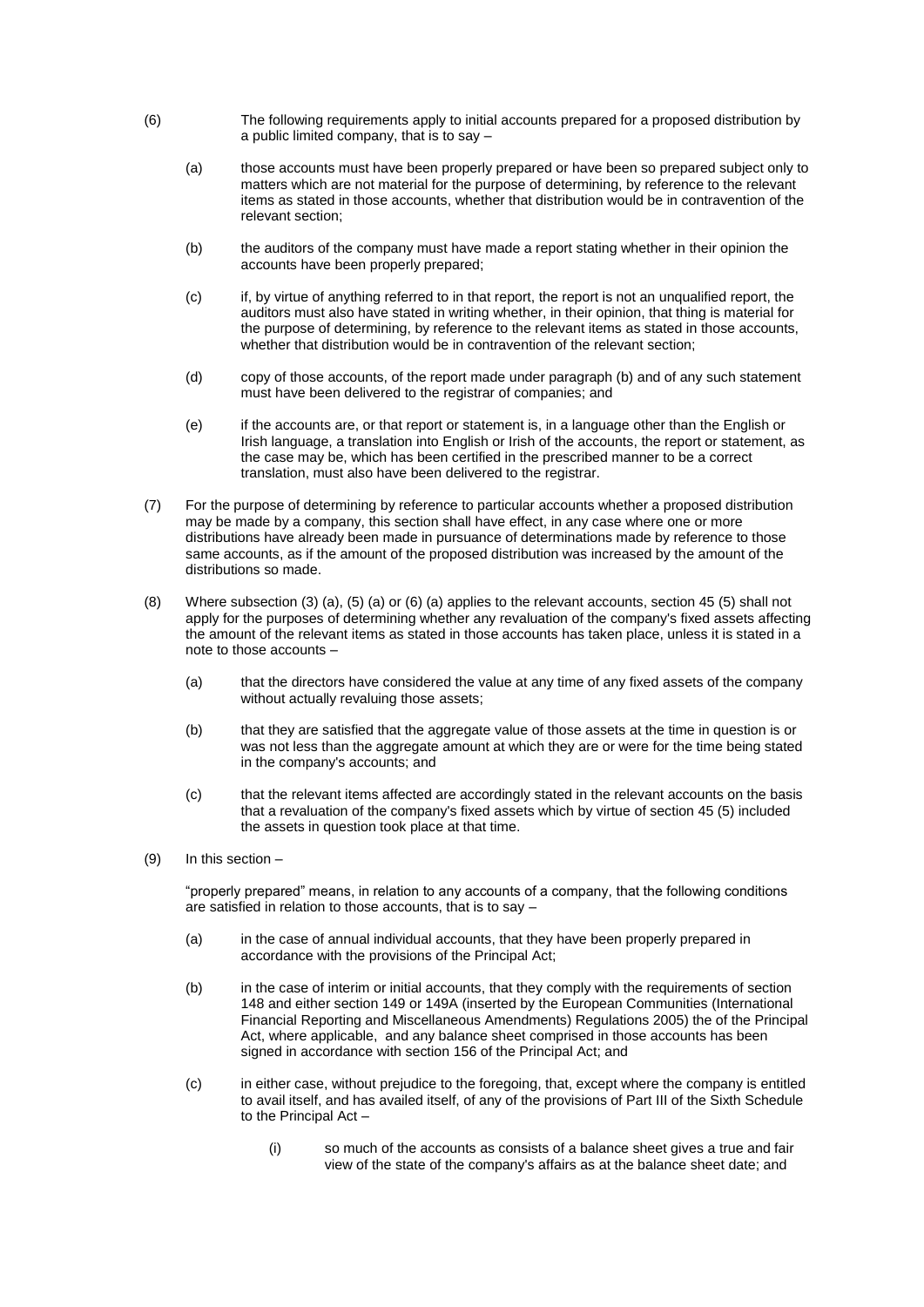(6) The following requirements apply to initial accounts prepared for a proposed distribution by a public limited company, that is to say –

  (a) those accounts must have been properly prepared or have been so prepared subject only to matters which are not material for the purpose of determining, by reference to the relevant items as stated in those accounts, whether that distribution would be in contravention of the relevant section;

  (b) the auditors of the company must have made a report stating whether in their opinion the accounts have been properly prepared;

  (c) if, by virtue of anything referred to in that report, the report is not an unqualified report, the auditors must also have stated in writing whether, in their opinion, that thing is material for the purpose of determining, by reference to the relevant items as stated in those accounts, whether that distribution would be in contravention of the relevant section;

  (d) copy of those accounts, of the report made under paragraph (b) and of any such statement must have been delivered to the registrar of companies; and

  (e) if the accounts are, or that report or statement is, in a language other than the English or Irish language, a translation into English or Irish of the accounts, the report or statement, as the case may be, which has been certified in the prescribed manner to be a correct translation, must also have been delivered to the registrar.

(7) For the purpose of determining by reference to particular accounts whether a proposed distribution may be made by a company, this section shall have effect, in any case where one or more distributions have already been made in pursuance of determinations made by reference to those same accounts, as if the amount of the proposed distribution was increased by the amount of the distributions so made.

(8) Where subsection (3) (a), (5) (a) or (6) (a) applies to the relevant accounts, section 45 (5) shall not apply for the purposes of determining whether any revaluation of the company's fixed assets affecting the amount of the relevant items as stated in those accounts has taken place, unless it is stated in a note to those accounts –

  (a) that the directors have considered the value at any time of any fixed assets of the company without actually revaluing those assets;

  (b) that they are satisfied that the aggregate value of those assets at the time in question is or was not less than the aggregate amount at which they are or were for the time being stated in the company's accounts; and

  (c) that the relevant items affected are accordingly stated in the relevant accounts on the basis that a revaluation of the company's fixed assets which by virtue of section 45 (5) included the assets in question took place at that time.

(9) In this section –

"properly prepared" means, in relation to any accounts of a company, that the following conditions are satisfied in relation to those accounts, that is to say –

  (a) in the case of annual individual accounts, that they have been properly prepared in accordance with the provisions of the Principal Act;

  (b) in the case of interim or initial accounts, that they comply with the requirements of section 148 and either section 149 or 149A (inserted by the European Communities (International Financial Reporting and Miscellaneous Amendments) Regulations 2005) the of the Principal Act, where applicable, and any balance sheet comprised in those accounts has been signed in accordance with section 156 of the Principal Act; and

  (c) in either case, without prejudice to the foregoing, that, except where the company is entitled to avail itself, and has availed itself, of any of the provisions of Part III of the Sixth Schedule to the Principal Act –

    (i) so much of the accounts as consists of a balance sheet gives a true and fair view of the state of the company's affairs as at the balance sheet date; and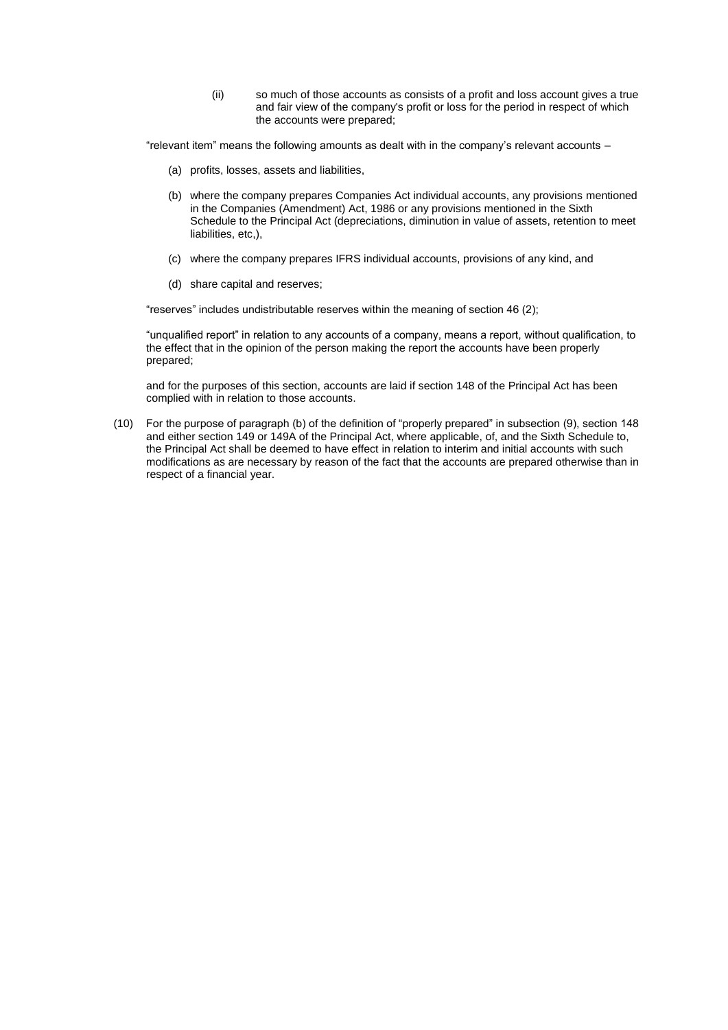(ii) so much of those accounts as consists of a profit and loss account gives a true and fair view of the company's profit or loss for the period in respect of which the accounts were prepared;

"relevant item" means the following amounts as dealt with in the company's relevant accounts –

(a) profits, losses, assets and liabilities,

(b) where the company prepares Companies Act individual accounts, any provisions mentioned in the Companies (Amendment) Act, 1986 or any provisions mentioned in the Sixth Schedule to the Principal Act (depreciations, diminution in value of assets, retention to meet liabilities, etc,),

(c) where the company prepares IFRS individual accounts, provisions of any kind, and

(d) share capital and reserves;

"reserves" includes undistributable reserves within the meaning of section 46 (2);

"unqualified report" in relation to any accounts of a company, means a report, without qualification, to the effect that in the opinion of the person making the report the accounts have been properly prepared;

and for the purposes of this section, accounts are laid if section 148 of the Principal Act has been complied with in relation to those accounts.

(10) For the purpose of paragraph (b) of the definition of "properly prepared" in subsection (9), section 148 and either section 149 or 149A of the Principal Act, where applicable, of, and the Sixth Schedule to, the Principal Act shall be deemed to have effect in relation to interim and initial accounts with such modifications as are necessary by reason of the fact that the accounts are prepared otherwise than in respect of a financial year.